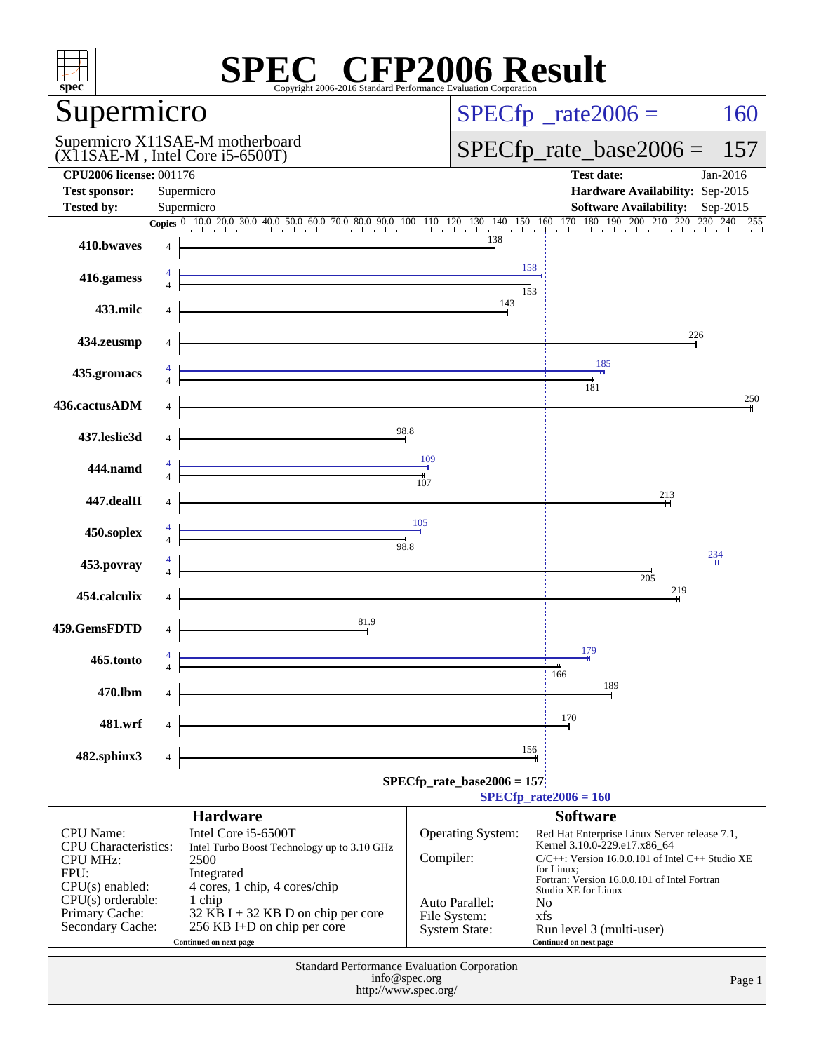# SPEC CFP2006 Result

Copyright 2006-2016 Standard Performance Evaluation Corporation

## Supermicro

Supermicro X11SAE-M motherboard (X11SAE-M , Intel Core i5-6500T)

SPECfp_rate2006 = 160

SPECfp_rate_base2006 = 157

| | | | |
|---|---|---|---|
| **CPU2006 license:** | 001176 | **Test date:** | Jan-2016 |
| **Test sponsor:** | Supermicro | **Hardware Availability:** | Sep-2015 |
| **Tested by:** | Supermicro | **Software Availability:** | Sep-2015 |

Copies 0 10.0 20.0 30.0 40.0 50.0 60.0 70.0 80.0 90.0 100 110 120 130 140 150 160 170 180 190 200 210 220 230 240 255

410.bwaves 4 138

416.gamess 4 158

416.gamess 4 153

433.milc 4 143

434.zeusmp 4 226

435.gromacs 4 185

435.gromacs 4 181

436.cactusADM 4 250

437.leslie3d 4 98.8

444.namd 4 109

444.namd 4 107

447.dealII 4 213

450.soplex 4 105

450.soplex 4 98.8

453.povray 4 234

453.povray 4 205

454.calculix 4 219

459.GemsFDTD 4 81.9

465.tonto 4 179

465.tonto 4 166

470.lbm 4 189

481.wrf 4 170

482.sphinx3 4 156

SPECfp_rate_base2006 = 157

SPECfp_rate2006 = 160

## Hardware

| | |
|---|---|
| CPU Name: | Intel Core i5-6500T |
| CPU Characteristics: | Intel Turbo Boost Technology up to 3.10 GHz |
| CPU MHz: | 2500 |
| FPU: | Integrated |
| CPU(s) enabled: | 4 cores, 1 chip, 4 cores/chip |
| CPU(s) orderable: | 1 chip |
| Primary Cache: | 32 KB I + 32 KB D on chip per core |
| Secondary Cache: | 256 KB I+D on chip per core |

Continued on next page

## Software

| | |
|---|---|
| Operating System: | Red Hat Enterprise Linux Server release 7.1, Kernel 3.10.0-229.el7.x86_64 |
| Compiler: | C/C++: Version 16.0.0.101 of Intel C++ Studio XE for Linux; Fortran: Version 16.0.0.101 of Intel Fortran Studio XE for Linux |
| Auto Parallel: | No |
| File System: | xfs |
| System State: | Run level 3 (multi-user) |

Continued on next page

Standard Performance Evaluation Corporation
info@spec.org
http://www.spec.org/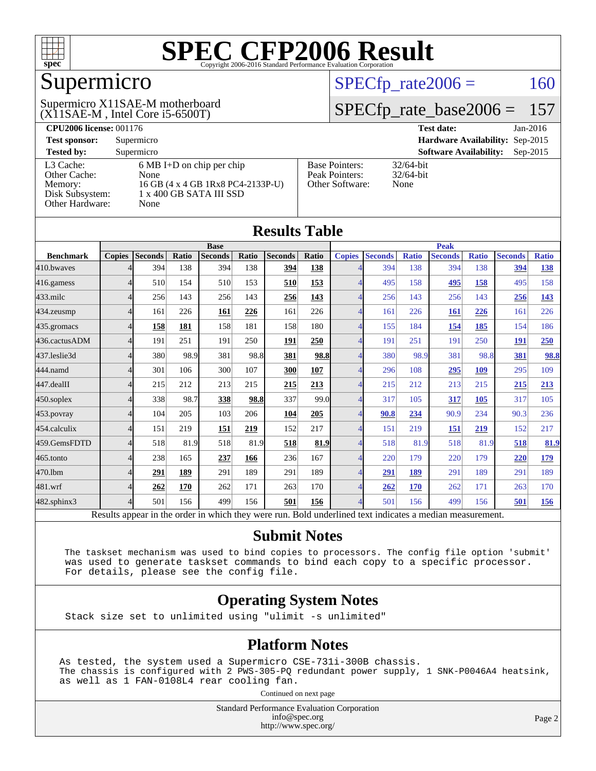# SPEC CFP2006 Result

Copyright 2006-2016 Standard Performance Evaluation Corporation

## Supermicro

Supermicro X11SAE-M motherboard
(X11SAE-M , Intel Core i5-6500T)

SPECfp_rate2006 = 160

SPECfp_rate_base2006 = 157

| | | | |
|---|---|---|---|
| **CPU2006 license:** 001176 | | **Test date:** | Jan-2016 |
| **Test sponsor:** | Supermicro | **Hardware Availability:** | Sep-2015 |
| **Tested by:** | Supermicro | **Software Availability:** | Sep-2015 |

| | |
|---|---|
| L3 Cache: | 6 MB I+D on chip per chip |
| Other Cache: | None |
| Memory: | 16 GB (4 x 4 GB 1Rx8 PC4-2133P-U) |
| Disk Subsystem: | 1 x 400 GB SATA III SSD |
| Other Hardware: | None |

| | |
|---|---|
| Base Pointers: | 32/64-bit |
| Peak Pointers: | 32/64-bit |
| Other Software: | None |

## Results Table

| | Base | | | | | | | Peak | | | | | | |
|---|---|---|---|---|---|---|---|---|---|---|---|---|---|---|
| **Benchmark** | **Copies** | **Seconds** | **Ratio** | **Seconds** | **Ratio** | **Seconds** | **Ratio** | **Copies** | **Seconds** | **Ratio** | **Seconds** | **Ratio** | **Seconds** | **Ratio** |
| 410.bwaves | 4 | 394 | 138 | 394 | 138 | **394** | **138** | 4 | 394 | 138 | 394 | 138 | **394** | **138** |
| 416.gamess | 4 | 510 | 154 | 510 | 153 | **510** | **153** | 4 | 495 | 158 | **495** | **158** | 495 | 158 |
| 433.milc | 4 | 256 | 143 | 256 | 143 | **256** | **143** | 4 | 256 | 143 | 256 | 143 | **256** | **143** |
| 434.zeusmp | 4 | 161 | 226 | **161** | **226** | 161 | 226 | 4 | 161 | 226 | **161** | **226** | 161 | 226 |
| 435.gromacs | 4 | **158** | **181** | 158 | 181 | 158 | 180 | 4 | 155 | 184 | **154** | **185** | 154 | 186 |
| 436.cactusADM | 4 | 191 | 251 | 191 | 250 | **191** | **250** | 4 | 191 | 251 | 191 | 250 | **191** | **250** |
| 437.leslie3d | 4 | 380 | 98.9 | 381 | 98.8 | **381** | **98.8** | 4 | 380 | 98.9 | 381 | 98.8 | **381** | **98.8** |
| 444.namd | 4 | 301 | 106 | 300 | 107 | **300** | **107** | 4 | 296 | 108 | **295** | **109** | 295 | 109 |
| 447.dealII | 4 | 215 | 212 | 213 | 215 | **215** | **213** | 4 | 215 | 212 | 213 | 215 | **215** | **213** |
| 450.soplex | 4 | 338 | 98.7 | **338** | **98.8** | 337 | 99.0 | 4 | 317 | 105 | **317** | **105** | 317 | 105 |
| 453.povray | 4 | 104 | 205 | 103 | 206 | **104** | **205** | 4 | **90.8** | **234** | 90.9 | 234 | 90.3 | 236 |
| 454.calculix | 4 | 151 | 219 | **151** | **219** | 152 | 217 | 4 | 151 | 219 | **151** | **219** | 152 | 217 |
| 459.GemsFDTD | 4 | 518 | 81.9 | 518 | 81.9 | **518** | **81.9** | 4 | 518 | 81.9 | 518 | 81.9 | **518** | **81.9** |
| 465.tonto | 4 | 238 | 165 | **237** | **166** | 236 | 167 | 4 | 220 | 179 | 220 | 179 | **220** | **179** |
| 470.lbm | 4 | **291** | **189** | 291 | 189 | 291 | 189 | 4 | **291** | **189** | 291 | 189 | 291 | 189 |
| 481.wrf | 4 | **262** | **170** | 262 | 171 | 263 | 170 | 4 | **262** | **170** | 262 | 171 | 263 | 170 |
| 482.sphinx3 | 4 | 501 | 156 | 499 | 156 | **501** | **156** | 4 | 501 | 156 | 499 | 156 | **501** | **156** |

Results appear in the order in which they were run. Bold underlined text indicates a median measurement.

## Submit Notes

```
The taskset mechanism was used to bind copies to processors. The config file option 'submit'
was used to generate taskset commands to bind each copy to a specific processor.
For details, please see the config file.
```

## Operating System Notes

```
Stack size set to unlimited using "ulimit -s unlimited"
```

## Platform Notes

```
As tested, the system used a Supermicro CSE-731i-300B chassis.
The chassis is configured with 2 PWS-305-PQ redundant power supply, 1 SNK-P0046A4 heatsink,
as well as 1 FAN-0108L4 rear cooling fan.
```

Continued on next page

Standard Performance Evaluation Corporation
info@spec.org
http://www.spec.org/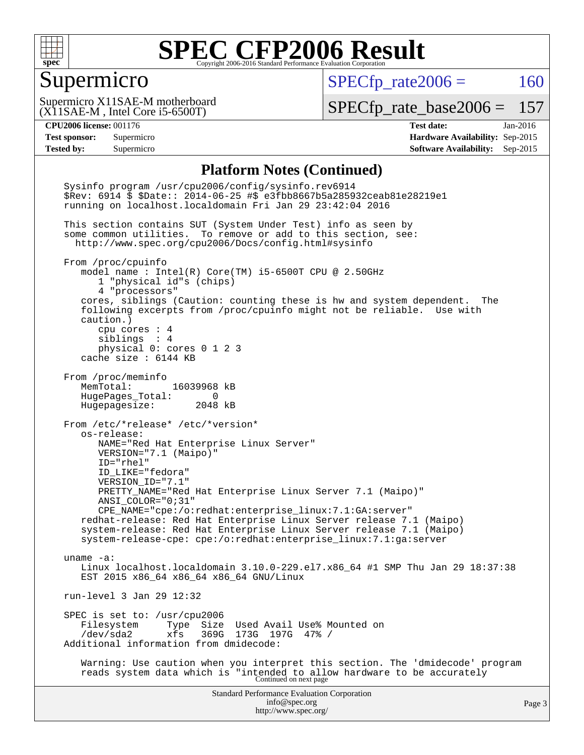## Platform Notes (Continued)

```
Sysinfo program /usr/cpu2006/config/sysinfo.rev6914
$Rev: 6914 $ $Date:: 2014-06-25 #$ e3fbb8667b5a285932ceab81e28219e1
running on localhost.localdomain Fri Jan 29 23:42:04 2016

This section contains SUT (System Under Test) info as seen by
some common utilities.  To remove or add to this section, see:
  http://www.spec.org/cpu2006/Docs/config.html#sysinfo

From /proc/cpuinfo
   model name : Intel(R) Core(TM) i5-6500T CPU @ 2.50GHz
      1 "physical id"s (chips)
      4 "processors"
   cores, siblings (Caution: counting these is hw and system dependent.  The
   following excerpts from /proc/cpuinfo might not be reliable.  Use with
   caution.)
      cpu cores : 4
      siblings  : 4
      physical 0: cores 0 1 2 3
   cache size : 6144 KB

From /proc/meminfo
   MemTotal:       16039968 kB
   HugePages_Total:       0
   Hugepagesize:       2048 kB

From /etc/*release* /etc/*version*
   os-release:
      NAME="Red Hat Enterprise Linux Server"
      VERSION="7.1 (Maipo)"
      ID="rhel"
      ID_LIKE="fedora"
      VERSION_ID="7.1"
      PRETTY_NAME="Red Hat Enterprise Linux Server 7.1 (Maipo)"
      ANSI_COLOR="0;31"
      CPE_NAME="cpe:/o:redhat:enterprise_linux:7.1:GA:server"
   redhat-release: Red Hat Enterprise Linux Server release 7.1 (Maipo)
   system-release: Red Hat Enterprise Linux Server release 7.1 (Maipo)
   system-release-cpe: cpe:/o:redhat:enterprise_linux:7.1:ga:server

uname -a:
   Linux localhost.localdomain 3.10.0-229.el7.x86_64 #1 SMP Thu Jan 29 18:37:38
   EST 2015 x86_64 x86_64 x86_64 GNU/Linux

run-level 3 Jan 29 12:32

SPEC is set to: /usr/cpu2006
   Filesystem     Type  Size  Used Avail Use% Mounted on
   /dev/sda2      xfs   369G  173G  197G  47% /
Additional information from dmidecode:

   Warning: Use caution when you interpret this section. The 'dmidecode' program
   reads system data which is "intended to allow hardware to be accurately
```

Continued on next page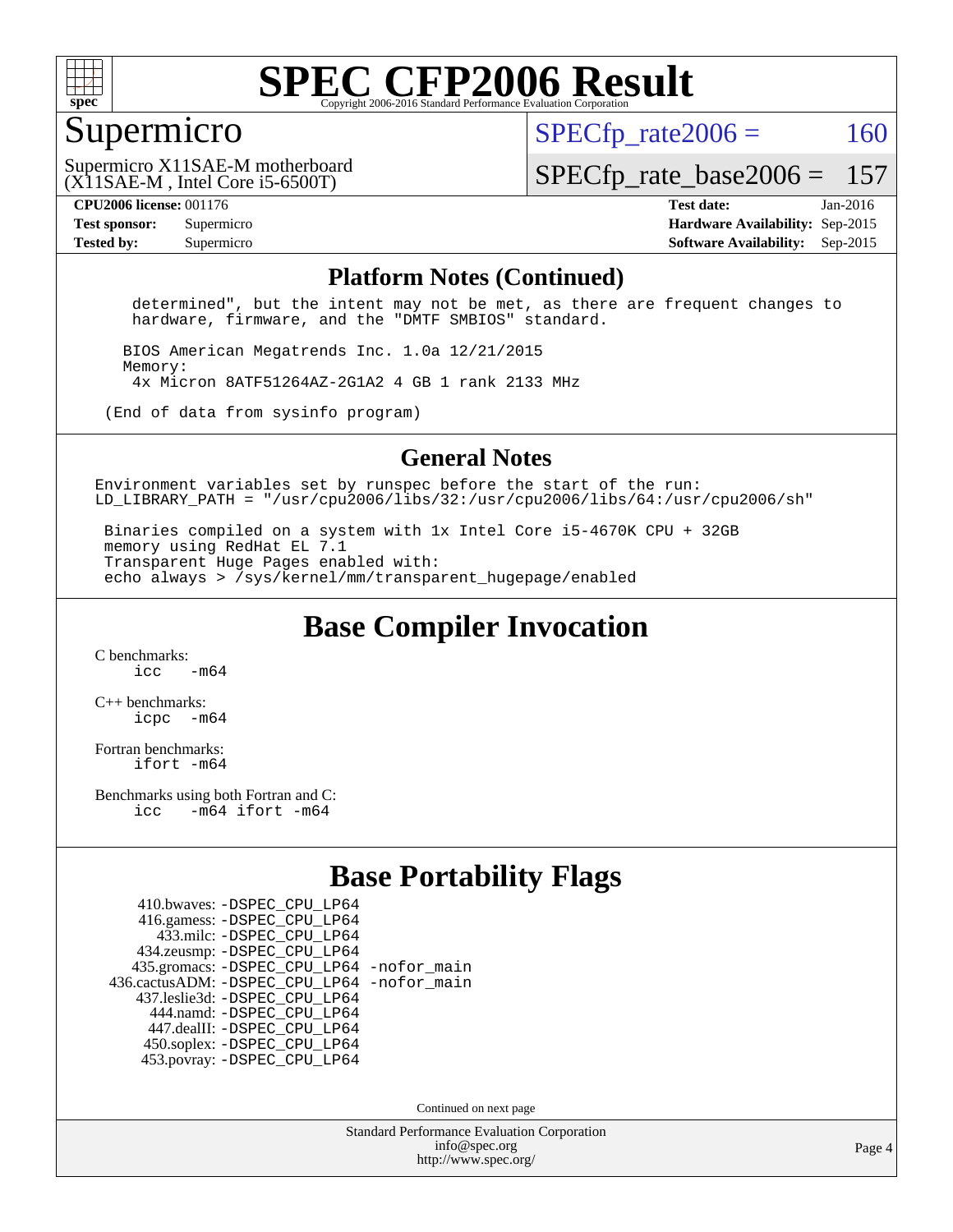# SPEC CFP2006 Result

Copyright 2006-2016 Standard Performance Evaluation Corporation

## Supermicro

Supermicro X11SAE-M motherboard
(X11SAE-M , Intel Core i5-6500T)

SPECfp_rate2006 = 160

SPECfp_rate_base2006 = 157

| | | | |
|---|---|---|---|
| **CPU2006 license:** | 001176 | **Test date:** | Jan-2016 |
| **Test sponsor:** | Supermicro | **Hardware Availability:** | Sep-2015 |
| **Tested by:** | Supermicro | **Software Availability:** | Sep-2015 |

## Platform Notes (Continued)

```
   determined", but the intent may not be met, as there are frequent changes to
   hardware, firmware, and the "DMTF SMBIOS" standard.

  BIOS American Megatrends Inc. 1.0a 12/21/2015
  Memory:
   4x Micron 8ATF51264AZ-2G1A2 4 GB 1 rank 2133 MHz

(End of data from sysinfo program)
```

## General Notes

```
Environment variables set by runspec before the start of the run:
LD_LIBRARY_PATH = "/usr/cpu2006/libs/32:/usr/cpu2006/libs/64:/usr/cpu2006/sh"

 Binaries compiled on a system with 1x Intel Core i5-4670K CPU + 32GB
 memory using RedHat EL 7.1
 Transparent Huge Pages enabled with:
 echo always > /sys/kernel/mm/transparent_hugepage/enabled
```

## Base Compiler Invocation

C benchmarks:
    icc   -m64

C++ benchmarks:
    icpc   -m64

Fortran benchmarks:
    ifort -m64

Benchmarks using both Fortran and C:
    icc   -m64 ifort -m64

## Base Portability Flags

410.bwaves: -DSPEC_CPU_LP64
416.gamess: -DSPEC_CPU_LP64
433.milc: -DSPEC_CPU_LP64
434.zeusmp: -DSPEC_CPU_LP64
435.gromacs: -DSPEC_CPU_LP64 -nofor_main
436.cactusADM: -DSPEC_CPU_LP64 -nofor_main
437.leslie3d: -DSPEC_CPU_LP64
444.namd: -DSPEC_CPU_LP64
447.dealII: -DSPEC_CPU_LP64
450.soplex: -DSPEC_CPU_LP64
453.povray: -DSPEC_CPU_LP64

Continued on next page

Standard Performance Evaluation Corporation
info@spec.org
http://www.spec.org/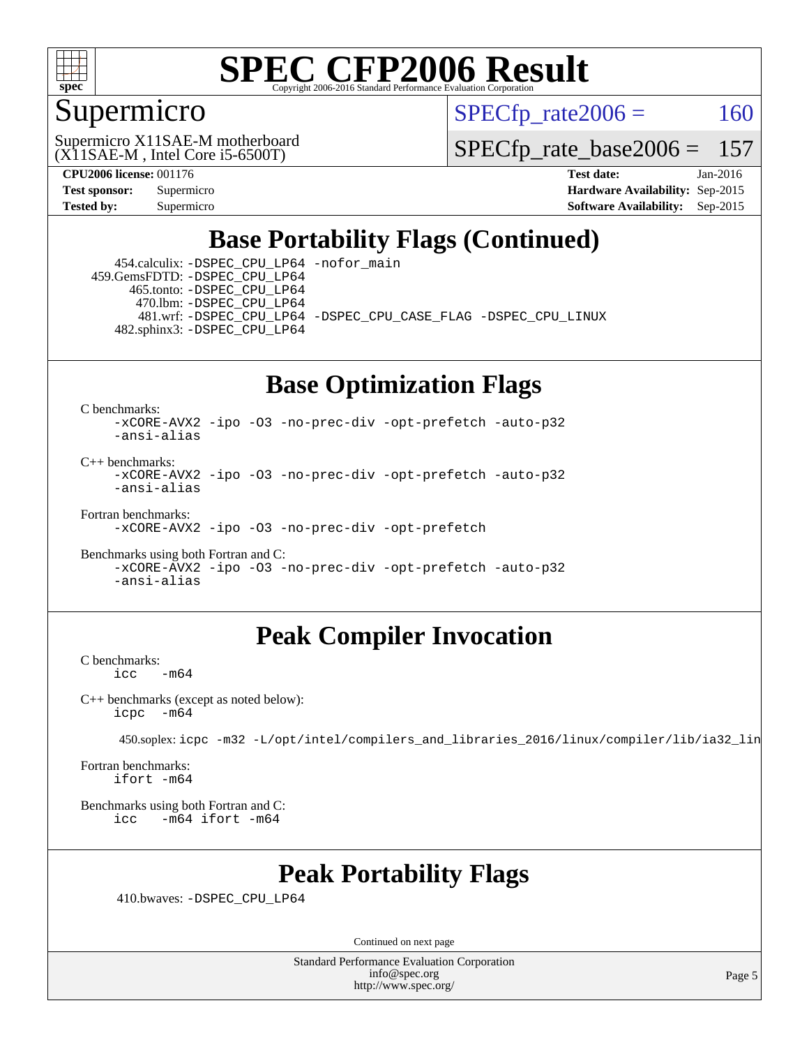# SPEC CFP2006 Result

Copyright 2006-2016 Standard Performance Evaluation Corporation

## Supermicro

Supermicro X11SAE-M motherboard
(X11SAE-M , Intel Core i5-6500T)

SPECfp_rate2006 = 160

SPECfp_rate_base2006 = 157

**CPU2006 license:** 001176
**Test sponsor:** Supermicro
**Tested by:** Supermicro

**Test date:** Jan-2016
**Hardware Availability:** Sep-2015
**Software Availability:** Sep-2015

## Base Portability Flags (Continued)

454.calculix: -DSPEC_CPU_LP64 -nofor_main
459.GemsFDTD: -DSPEC_CPU_LP64
465.tonto: -DSPEC_CPU_LP64
470.lbm: -DSPEC_CPU_LP64
481.wrf: -DSPEC_CPU_LP64 -DSPEC_CPU_CASE_FLAG -DSPEC_CPU_LINUX
482.sphinx3: -DSPEC_CPU_LP64

## Base Optimization Flags

C benchmarks:
-xCORE-AVX2 -ipo -O3 -no-prec-div -opt-prefetch -auto-p32
-ansi-alias

C++ benchmarks:
-xCORE-AVX2 -ipo -O3 -no-prec-div -opt-prefetch -auto-p32
-ansi-alias

Fortran benchmarks:
-xCORE-AVX2 -ipo -O3 -no-prec-div -opt-prefetch

Benchmarks using both Fortran and C:
-xCORE-AVX2 -ipo -O3 -no-prec-div -opt-prefetch -auto-p32
-ansi-alias

## Peak Compiler Invocation

C benchmarks:
icc -m64

C++ benchmarks (except as noted below):
icpc -m64

450.soplex: icpc -m32 -L/opt/intel/compilers_and_libraries_2016/linux/compiler/lib/ia32_lin

Fortran benchmarks:
ifort -m64

Benchmarks using both Fortran and C:
icc -m64 ifort -m64

## Peak Portability Flags

410.bwaves: -DSPEC_CPU_LP64

Continued on next page

Standard Performance Evaluation Corporation
info@spec.org
http://www.spec.org/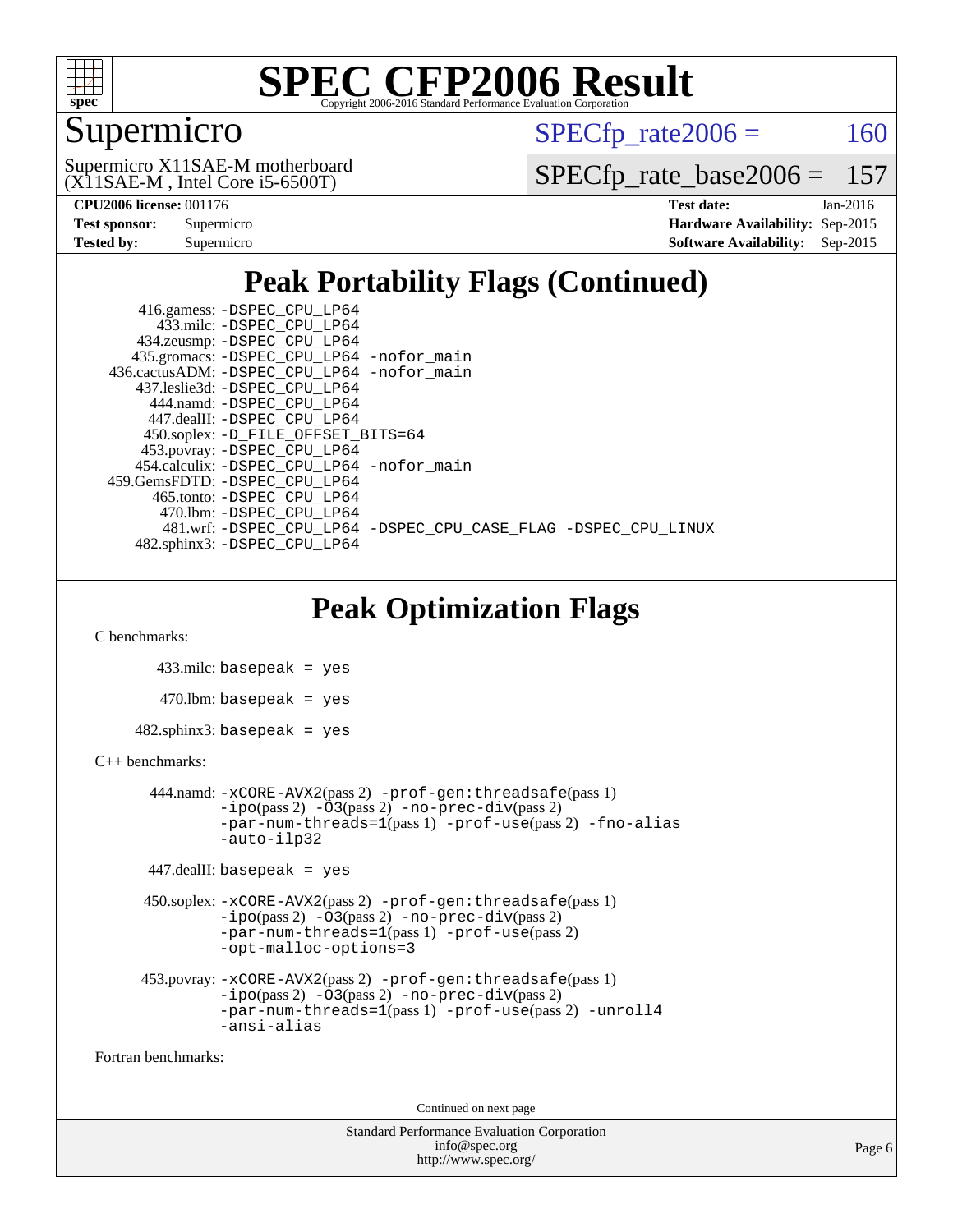# SPEC CFP2006 Result

Copyright 2006-2016 Standard Performance Evaluation Corporation

## Supermicro

Supermicro X11SAE-M motherboard (X11SAE-M , Intel Core i5-6500T)

SPECfp_rate2006 = 160

SPECfp_rate_base2006 = 157

**CPU2006 license:** 001176
**Test sponsor:** Supermicro
**Tested by:** Supermicro

**Test date:** Jan-2016
**Hardware Availability:** Sep-2015
**Software Availability:** Sep-2015

## Peak Portability Flags (Continued)

```
      416.gamess: -DSPEC_CPU_LP64
        433.milc: -DSPEC_CPU_LP64
      434.zeusmp: -DSPEC_CPU_LP64
     435.gromacs: -DSPEC_CPU_LP64 -nofor_main
  436.cactusADM: -DSPEC_CPU_LP64 -nofor_main
     437.leslie3d: -DSPEC_CPU_LP64
        444.namd: -DSPEC_CPU_LP64
       447.dealII: -DSPEC_CPU_LP64
      450.soplex: -D_FILE_OFFSET_BITS=64
      453.povray: -DSPEC_CPU_LP64
     454.calculix: -DSPEC_CPU_LP64 -nofor_main
   459.GemsFDTD: -DSPEC_CPU_LP64
       465.tonto: -DSPEC_CPU_LP64
         470.lbm: -DSPEC_CPU_LP64
         481.wrf: -DSPEC_CPU_LP64 -DSPEC_CPU_CASE_FLAG -DSPEC_CPU_LINUX
     482.sphinx3: -DSPEC_CPU_LP64
```

## Peak Optimization Flags

C benchmarks:

```
433.milc: basepeak = yes

470.lbm: basepeak = yes

482.sphinx3: basepeak = yes
```

C++ benchmarks:

```
444.namd: -xCORE-AVX2(pass 2) -prof-gen:threadsafe(pass 1)
          -ipo(pass 2) -O3(pass 2) -no-prec-div(pass 2)
          -par-num-threads=1(pass 1) -prof-use(pass 2) -fno-alias
          -auto-ilp32

447.dealII: basepeak = yes

450.soplex: -xCORE-AVX2(pass 2) -prof-gen:threadsafe(pass 1)
            -ipo(pass 2) -O3(pass 2) -no-prec-div(pass 2)
            -par-num-threads=1(pass 1) -prof-use(pass 2)
            -opt-malloc-options=3

453.povray: -xCORE-AVX2(pass 2) -prof-gen:threadsafe(pass 1)
            -ipo(pass 2) -O3(pass 2) -no-prec-div(pass 2)
            -par-num-threads=1(pass 1) -prof-use(pass 2) -unroll4
            -ansi-alias
```

Fortran benchmarks:

Continued on next page

Standard Performance Evaluation Corporation
info@spec.org
http://www.spec.org/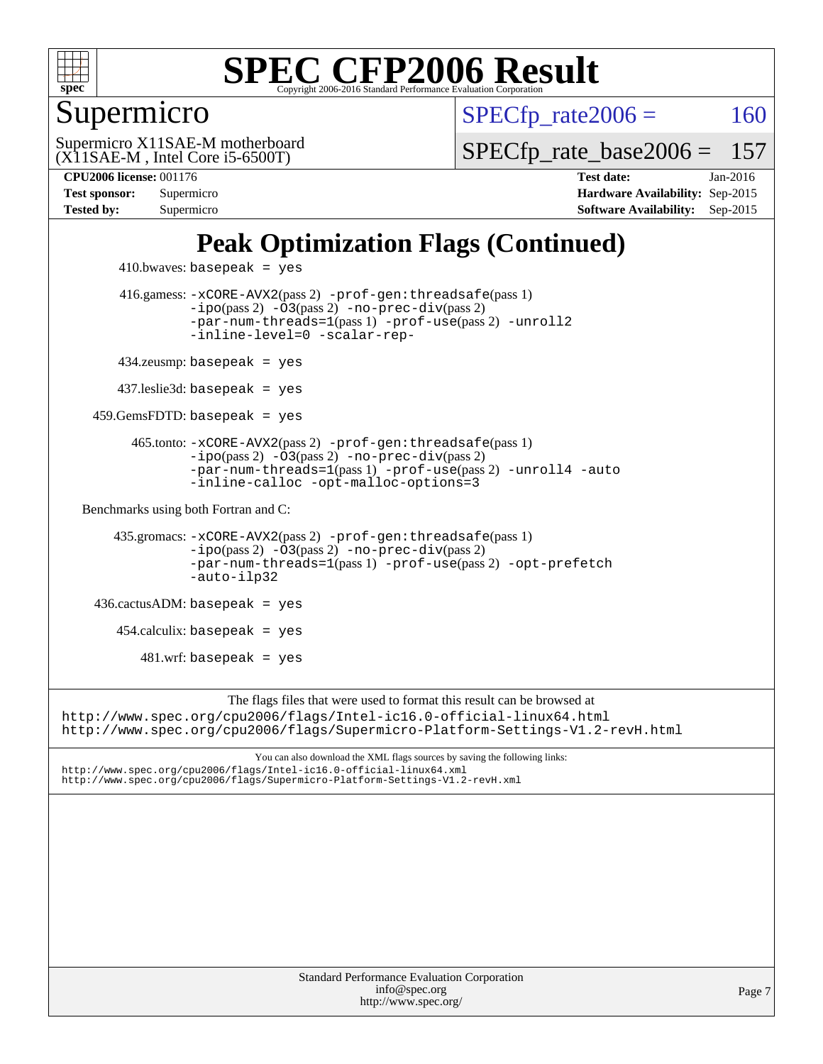# SPEC CFP2006 Result

Copyright 2006-2016 Standard Performance Evaluation Corporation

## Supermicro

Supermicro X11SAE-M motherboard
(X11SAE-M , Intel Core i5-6500T)

SPECfp_rate2006 = 160

SPECfp_rate_base2006 = 157

**CPU2006 license:** 001176
**Test sponsor:** Supermicro
**Tested by:** Supermicro

**Test date:** Jan-2016
**Hardware Availability:** Sep-2015
**Software Availability:** Sep-2015

## Peak Optimization Flags (Continued)

410.bwaves: basepeak = yes

416.gamess: -xCORE-AVX2(pass 2) -prof-gen:threadsafe(pass 1) -ipo(pass 2) -O3(pass 2) -no-prec-div(pass 2) -par-num-threads=1(pass 1) -prof-use(pass 2) -unroll2 -inline-level=0 -scalar-rep-

434.zeusmp: basepeak = yes

437.leslie3d: basepeak = yes

459.GemsFDTD: basepeak = yes

465.tonto: -xCORE-AVX2(pass 2) -prof-gen:threadsafe(pass 1) -ipo(pass 2) -O3(pass 2) -no-prec-div(pass 2) -par-num-threads=1(pass 1) -prof-use(pass 2) -unroll4 -auto -inline-calloc -opt-malloc-options=3

Benchmarks using both Fortran and C:

435.gromacs: -xCORE-AVX2(pass 2) -prof-gen:threadsafe(pass 1) -ipo(pass 2) -O3(pass 2) -no-prec-div(pass 2) -par-num-threads=1(pass 1) -prof-use(pass 2) -opt-prefetch -auto-ilp32

436.cactusADM: basepeak = yes

454.calculix: basepeak = yes

481.wrf: basepeak = yes

The flags files that were used to format this result can be browsed at
http://www.spec.org/cpu2006/flags/Intel-ic16.0-official-linux64.html
http://www.spec.org/cpu2006/flags/Supermicro-Platform-Settings-V1.2-revH.html

You can also download the XML flags sources by saving the following links:
http://www.spec.org/cpu2006/flags/Intel-ic16.0-official-linux64.xml
http://www.spec.org/cpu2006/flags/Supermicro-Platform-Settings-V1.2-revH.xml

Standard Performance Evaluation Corporation
info@spec.org
http://www.spec.org/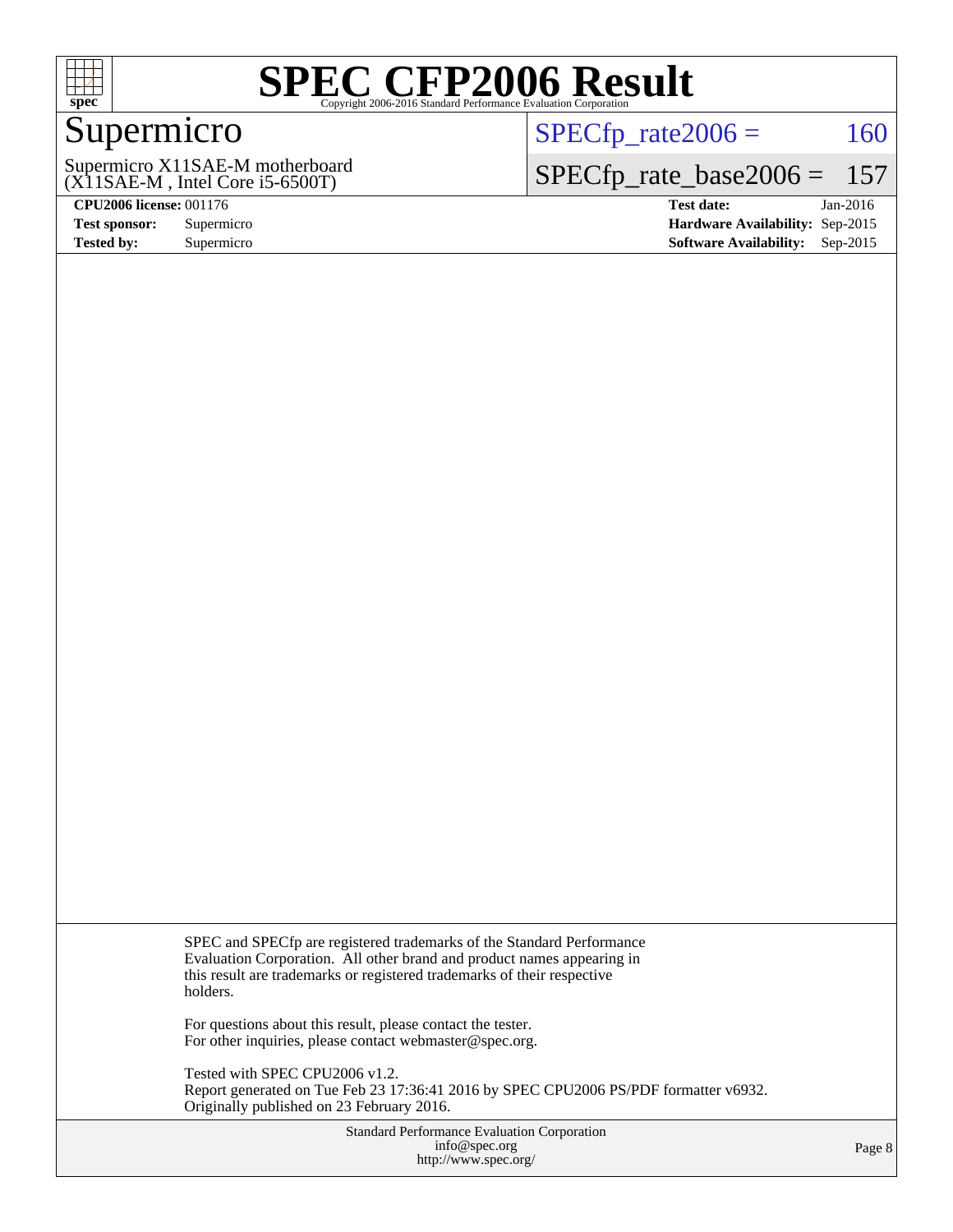SPEC and SPECfp are registered trademarks of the Standard Performance Evaluation Corporation. All other brand and product names appearing in this result are trademarks or registered trademarks of their respective holders.

For questions about this result, please contact the tester.
For other inquiries, please contact webmaster@spec.org.

Tested with SPEC CPU2006 v1.2.
Report generated on Tue Feb 23 17:36:41 2016 by SPEC CPU2006 PS/PDF formatter v6932.
Originally published on 23 February 2016.